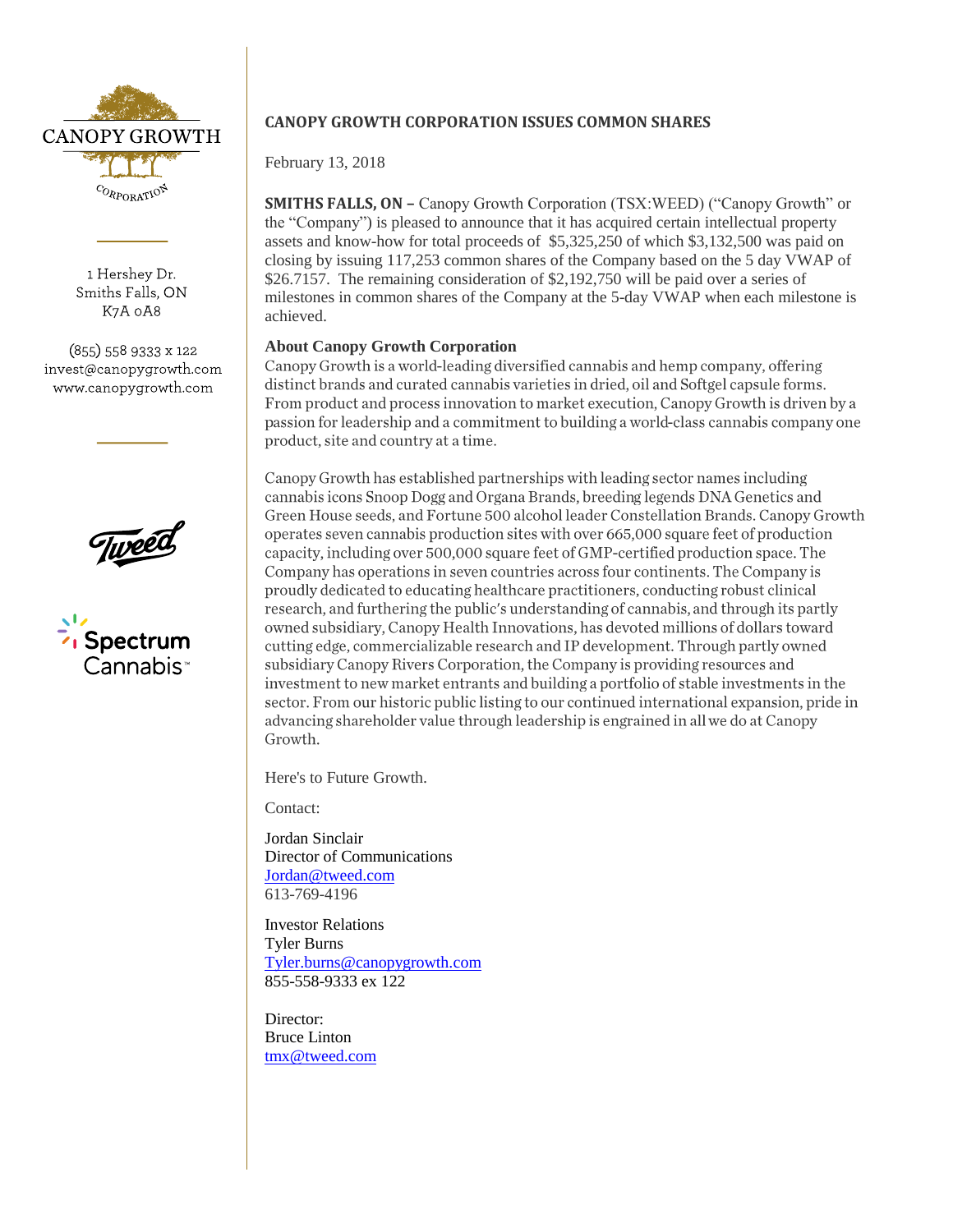CANOPY GROWTH

CORPORATION

1 Hershey Dr.
Smiths Falls, ON
K7A 0A8

(855) 558 9333 x 122
invest@canopygrowth.com
www.canopygrowth.com

Tweed

Spectrum Cannabis™

## CANOPY GROWTH CORPORATION ISSUES COMMON SHARES

February 13, 2018

**SMITHS FALLS, ON –** Canopy Growth Corporation (TSX:WEED) ("Canopy Growth" or the "Company") is pleased to announce that it has acquired certain intellectual property assets and know-how for total proceeds of $5,325,250 of which $3,132,500 was paid on closing by issuing 117,253 common shares of the Company based on the 5 day VWAP of $26.7157. The remaining consideration of $2,192,750 will be paid over a series of milestones in common shares of the Company at the 5-day VWAP when each milestone is achieved.

**About Canopy Growth Corporation**

Canopy Growth is a world-leading diversified cannabis and hemp company, offering distinct brands and curated cannabis varieties in dried, oil and Softgel capsule forms. From product and process innovation to market execution, Canopy Growth is driven by a passion for leadership and a commitment to building a world-class cannabis company one product, site and country at a time.

Canopy Growth has established partnerships with leading sector names including cannabis icons Snoop Dogg and Organa Brands, breeding legends DNA Genetics and Green House seeds, and Fortune 500 alcohol leader Constellation Brands. Canopy Growth operates seven cannabis production sites with over 665,000 square feet of production capacity, including over 500,000 square feet of GMP-certified production space. The Company has operations in seven countries across four continents. The Company is proudly dedicated to educating healthcare practitioners, conducting robust clinical research, and furthering the public's understanding of cannabis, and through its partly owned subsidiary, Canopy Health Innovations, has devoted millions of dollars toward cutting edge, commercializable research and IP development. Through partly owned subsidiary Canopy Rivers Corporation, the Company is providing resources and investment to new market entrants and building a portfolio of stable investments in the sector. From our historic public listing to our continued international expansion, pride in advancing shareholder value through leadership is engrained in all we do at Canopy Growth.

Here's to Future Growth.

Contact:

Jordan Sinclair
Director of Communications
Jordan@tweed.com
613-769-4196

Investor Relations
Tyler Burns
Tyler.burns@canopygrowth.com
855-558-9333 ex 122

Director:
Bruce Linton
tmx@tweed.com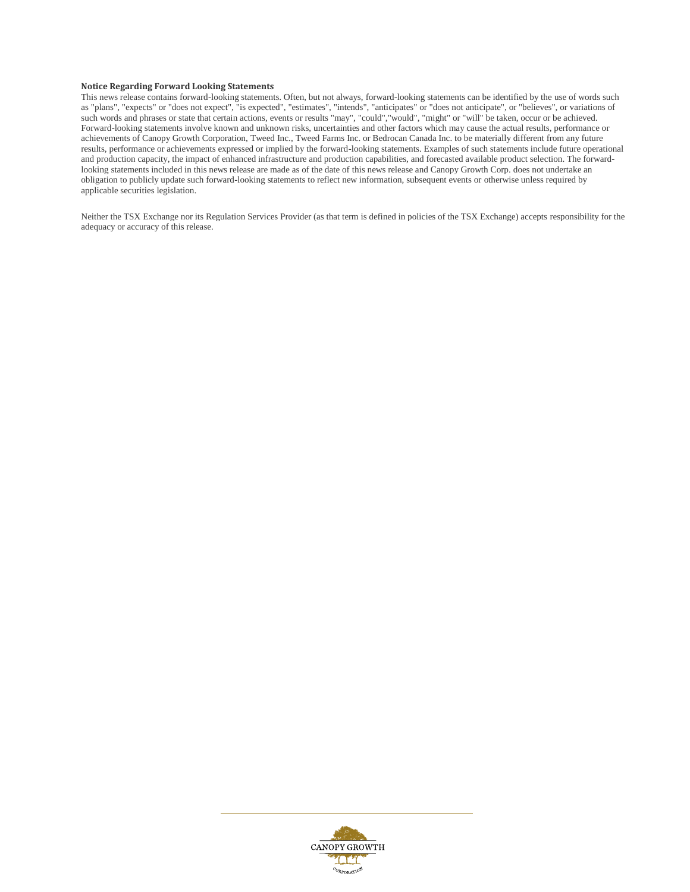**Notice Regarding Forward Looking Statements**

This news release contains forward-looking statements. Often, but not always, forward-looking statements can be identified by the use of words such as "plans", "expects" or "does not expect", "is expected", "estimates", "intends", "anticipates" or "does not anticipate", or "believes", or variations of such words and phrases or state that certain actions, events or results "may", "could","would", "might" or "will" be taken, occur or be achieved. Forward-looking statements involve known and unknown risks, uncertainties and other factors which may cause the actual results, performance or achievements of Canopy Growth Corporation, Tweed Inc., Tweed Farms Inc. or Bedrocan Canada Inc. to be materially different from any future results, performance or achievements expressed or implied by the forward-looking statements. Examples of such statements include future operational and production capacity, the impact of enhanced infrastructure and production capabilities, and forecasted available product selection. The forward-looking statements included in this news release are made as of the date of this news release and Canopy Growth Corp. does not undertake an obligation to publicly update such forward-looking statements to reflect new information, subsequent events or otherwise unless required by applicable securities legislation.

Neither the TSX Exchange nor its Regulation Services Provider (as that term is defined in policies of the TSX Exchange) accepts responsibility for the adequacy or accuracy of this release.